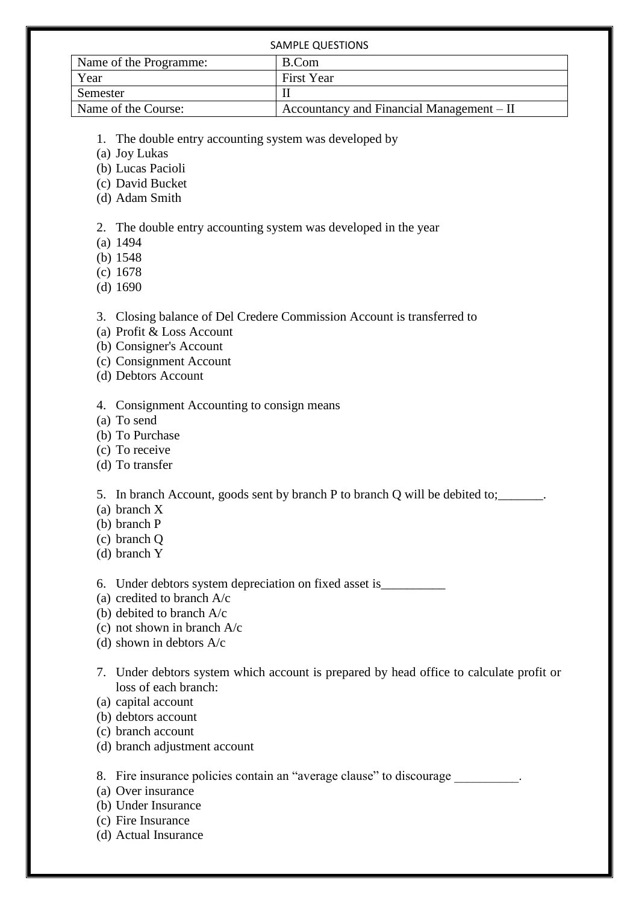SAMPLE QUESTIONS

| Name of the Programme: | B.Com |
| --- | --- |
| Year | First Year |
| Semester | II |
| Name of the Course: | Accountancy and Financial Management – II |

1. The double entry accounting system was developed by
(a) Joy Lukas
(b) Lucas Pacioli
(c) David Bucket
(d) Adam Smith

2. The double entry accounting system was developed in the year
(a) 1494
(b) 1548
(c) 1678
(d) 1690

3. Closing balance of Del Credere Commission Account is transferred to
(a) Profit & Loss Account
(b) Consigner's Account
(c) Consignment Account
(d) Debtors Account

4. Consignment Accounting to consign means
(a) To send
(b) To Purchase
(c) To receive
(d) To transfer

5. In branch Account, goods sent by branch P to branch Q will be debited to;_______.
(a) branch X
(b) branch P
(c) branch Q
(d) branch Y

6. Under debtors system depreciation on fixed asset is__________
(a) credited to branch A/c
(b) debited to branch A/c
(c) not shown in branch A/c
(d) shown in debtors A/c

7. Under debtors system which account is prepared by head office to calculate profit or loss of each branch:
(a) capital account
(b) debtors account
(c) branch account
(d) branch adjustment account

8. Fire insurance policies contain an "average clause" to discourage __________.
(a) Over insurance
(b) Under Insurance
(c) Fire Insurance
(d) Actual Insurance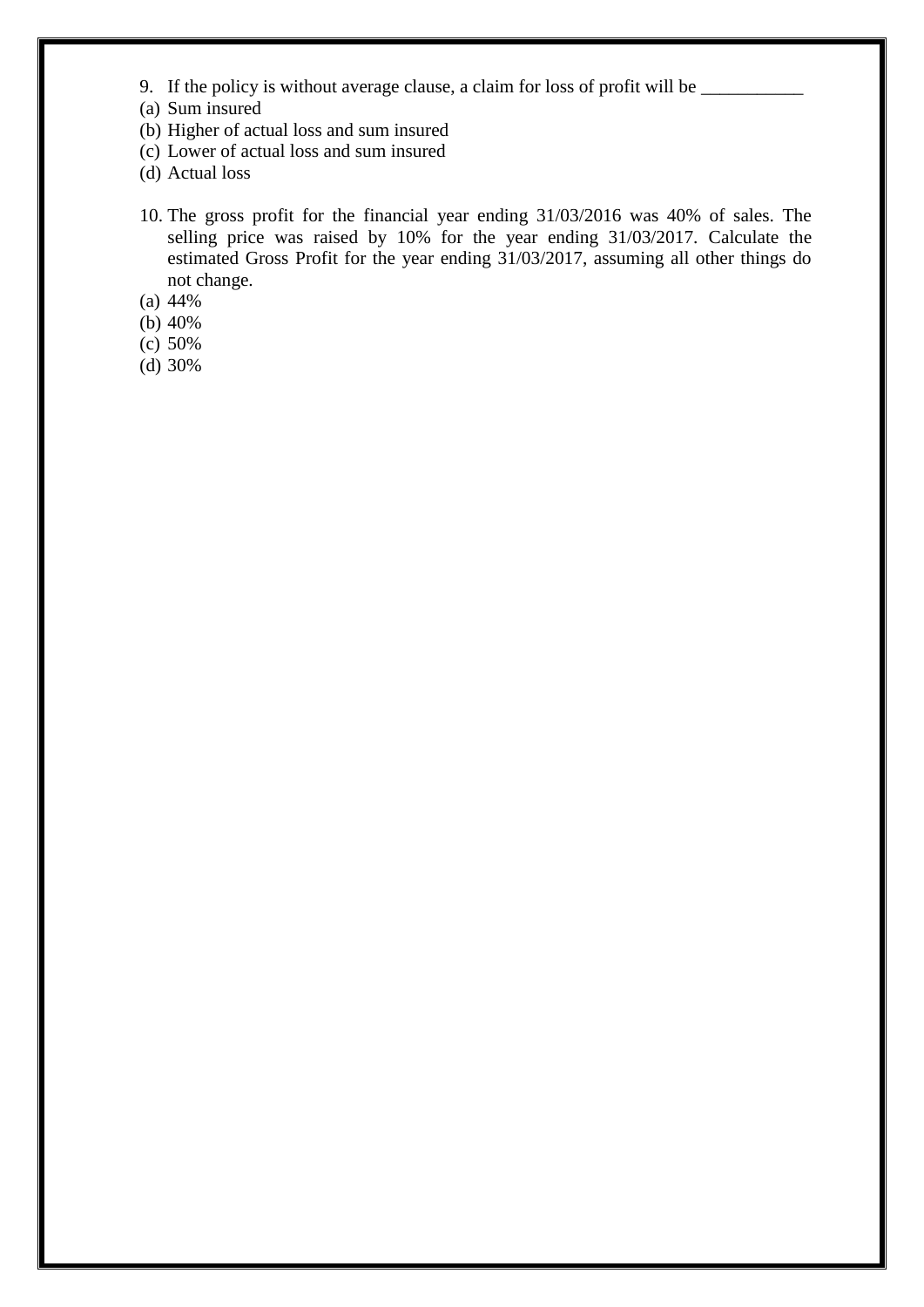9. If the policy is without average clause, a claim for loss of profit will be ___________

(a) Sum insured

(b) Higher of actual loss and sum insured

(c) Lower of actual loss and sum insured

(d) Actual loss

10. The gross profit for the financial year ending 31/03/2016 was 40% of sales. The selling price was raised by 10% for the year ending 31/03/2017. Calculate the estimated Gross Profit for the year ending 31/03/2017, assuming all other things do not change.

(a) 44%

(b) 40%

(c) 50%

(d) 30%